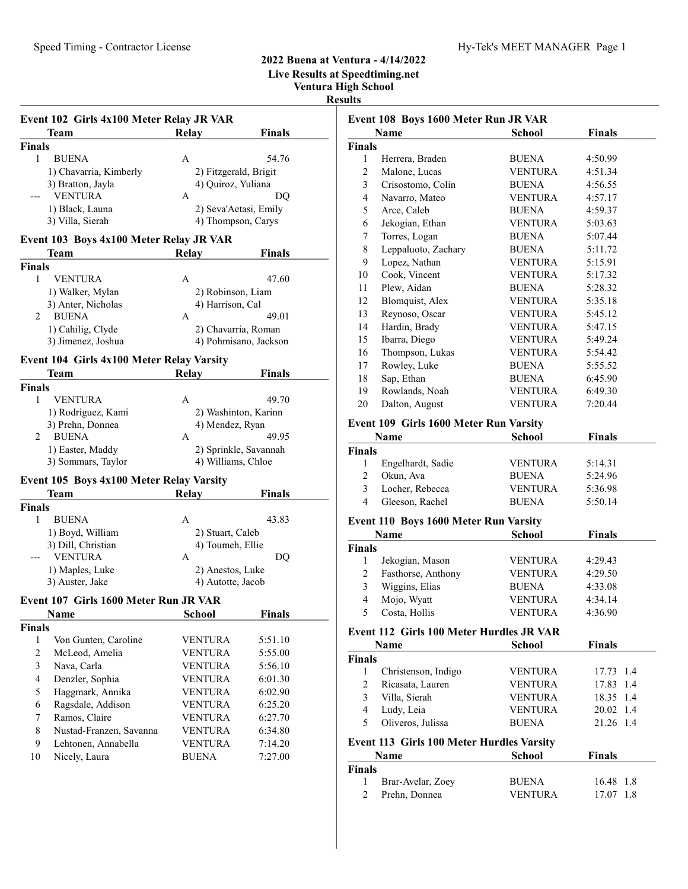# 2022 Buena at Ventura - 4/14/2022

**Live Results at Speedtiming.net**

**Ventura High School**

**Results**

### Event 102 Girls 4x100 Meter Relay JR VAR

| | Team | Relay | Finals |
|---|---|---|---|
| **Finals** | | | |
| 1 | BUENA | A | 54.76 |
| | 1) Chavarria, Kimberly | 2) Fitzgerald, Brigit | |
| | 3) Bratton, Jayla | 4) Quiroz, Yuliana | |
| --- | VENTURA | A | DQ |
| | 1) Black, Launa | 2) Seva'Aetasi, Emily | |
| | 3) Villa, Sierah | 4) Thompson, Carys | |

### Event 103 Boys 4x100 Meter Relay JR VAR

| | Team | Relay | Finals |
|---|---|---|---|
| **Finals** | | | |
| 1 | VENTURA | A | 47.60 |
| | 1) Walker, Mylan | 2) Robinson, Liam | |
| | 3) Anter, Nicholas | 4) Harrison, Cal | |
| 2 | BUENA | A | 49.01 |
| | 1) Cahilig, Clyde | 2) Chavarria, Roman | |
| | 3) Jimenez, Joshua | 4) Pohmisano, Jackson | |

### Event 104 Girls 4x100 Meter Relay Varsity

| | Team | Relay | Finals |
|---|---|---|---|
| **Finals** | | | |
| 1 | VENTURA | A | 49.70 |
| | 1) Rodriguez, Kami | 2) Washinton, Karinn | |
| | 3) Prehn, Donnea | 4) Mendez, Ryan | |
| 2 | BUENA | A | 49.95 |
| | 1) Easter, Maddy | 2) Sprinkle, Savannah | |
| | 3) Sommars, Taylor | 4) Williams, Chloe | |

### Event 105 Boys 4x100 Meter Relay Varsity

| | Team | Relay | Finals |
|---|---|---|---|
| **Finals** | | | |
| 1 | BUENA | A | 43.83 |
| | 1) Boyd, William | 2) Stuart, Caleb | |
| | 3) Dill, Christian | 4) Toumeh, Ellie | |
| --- | VENTURA | A | DQ |
| | 1) Maples, Luke | 2) Anestos, Luke | |
| | 3) Auster, Jake | 4) Autotte, Jacob | |

### Event 107 Girls 1600 Meter Run JR VAR

| | Name | School | Finals |
|---|---|---|---|
| **Finals** | | | |
| 1 | Von Gunten, Caroline | VENTURA | 5:51.10 |
| 2 | McLeod, Amelia | VENTURA | 5:55.00 |
| 3 | Nava, Carla | VENTURA | 5:56.10 |
| 4 | Denzler, Sophia | VENTURA | 6:01.30 |
| 5 | Haggmark, Annika | VENTURA | 6:02.90 |
| 6 | Ragsdale, Addison | VENTURA | 6:25.20 |
| 7 | Ramos, Claire | VENTURA | 6:27.70 |
| 8 | Nustad-Franzen, Savanna | VENTURA | 6:34.80 |
| 9 | Lehtonen, Annabella | VENTURA | 7:14.20 |
| 10 | Nicely, Laura | BUENA | 7:27.00 |

### Event 108 Boys 1600 Meter Run JR VAR

| | Name | School | Finals |
|---|---|---|---|
| **Finals** | | | |
| 1 | Herrera, Braden | BUENA | 4:50.99 |
| 2 | Malone, Lucas | VENTURA | 4:51.34 |
| 3 | Crisostomo, Colin | BUENA | 4:56.55 |
| 4 | Navarro, Mateo | VENTURA | 4:57.17 |
| 5 | Arce, Caleb | BUENA | 4:59.37 |
| 6 | Jekogian, Ethan | VENTURA | 5:03.63 |
| 7 | Torres, Logan | BUENA | 5:07.44 |
| 8 | Leppaluoto, Zachary | BUENA | 5:11.72 |
| 9 | Lopez, Nathan | VENTURA | 5:15.91 |
| 10 | Cook, Vincent | VENTURA | 5:17.32 |
| 11 | Plew, Aidan | BUENA | 5:28.32 |
| 12 | Blomquist, Alex | VENTURA | 5:35.18 |
| 13 | Reynoso, Oscar | VENTURA | 5:45.12 |
| 14 | Hardin, Brady | VENTURA | 5:47.15 |
| 15 | Ibarra, Diego | VENTURA | 5:49.24 |
| 16 | Thompson, Lukas | VENTURA | 5:54.42 |
| 17 | Rowley, Luke | BUENA | 5:55.52 |
| 18 | Sap, Ethan | BUENA | 6:45.90 |
| 19 | Rowlands, Noah | VENTURA | 6:49.30 |
| 20 | Dalton, August | VENTURA | 7:20.44 |

### Event 109 Girls 1600 Meter Run Varsity

| | Name | School | Finals |
|---|---|---|---|
| **Finals** | | | |
| 1 | Engelhardt, Sadie | VENTURA | 5:14.31 |
| 2 | Okun, Ava | BUENA | 5:24.96 |
| 3 | Locher, Rebecca | VENTURA | 5:36.98 |
| 4 | Gleeson, Rachel | BUENA | 5:50.14 |

### Event 110 Boys 1600 Meter Run Varsity

| | Name | School | Finals |
|---|---|---|---|
| **Finals** | | | |
| 1 | Jekogian, Mason | VENTURA | 4:29.43 |
| 2 | Fasthorse, Anthony | VENTURA | 4:29.50 |
| 3 | Wiggins, Elias | BUENA | 4:33.08 |
| 4 | Mojo, Wyatt | VENTURA | 4:34.14 |
| 5 | Costa, Hollis | VENTURA | 4:36.90 |

### Event 112 Girls 100 Meter Hurdles JR VAR

| | Name | School | Finals | |
|---|---|---|---|---|
| **Finals** | | | | |
| 1 | Christenson, Indigo | VENTURA | 17.73 | 1.4 |
| 2 | Ricasata, Lauren | VENTURA | 17.83 | 1.4 |
| 3 | Villa, Sierah | VENTURA | 18.35 | 1.4 |
| 4 | Ludy, Leia | VENTURA | 20.02 | 1.4 |
| 5 | Oliveros, Julissa | BUENA | 21.26 | 1.4 |

### Event 113 Girls 100 Meter Hurdles Varsity

| | Name | School | Finals | |
|---|---|---|---|---|
| **Finals** | | | | |
| 1 | Brar-Avelar, Zoey | BUENA | 16.48 | 1.8 |
| 2 | Prehn, Donnea | VENTURA | 17.07 | 1.8 |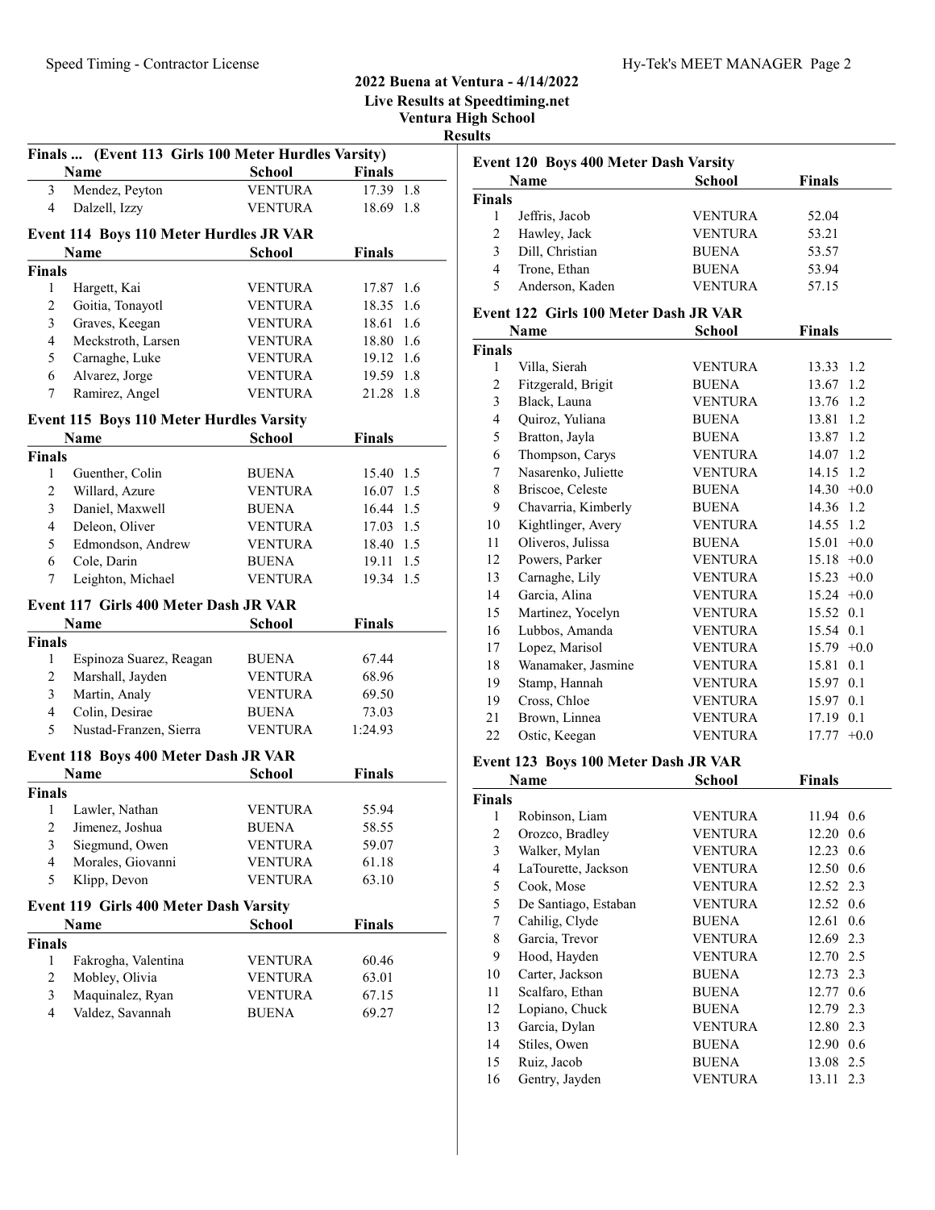## 2022 Buena at Ventura - 4/14/2022

**Live Results at Speedtiming.net**

**Ventura High School**

**Results**

### Finals ... (Event 113 Girls 100 Meter Hurdles Varsity)

| | Name | School | Finals | |
|---|---|---|---|---|
| 3 | Mendez, Peyton | VENTURA | 17.39 | 1.8 |
| 4 | Dalzell, Izzy | VENTURA | 18.69 | 1.8 |

### Event 114 Boys 110 Meter Hurdles JR VAR

| | Name | School | Finals | |
|---|---|---|---|---|
| **Finals** | | | | |
| 1 | Hargett, Kai | VENTURA | 17.87 | 1.6 |
| 2 | Goitia, Tonayotl | VENTURA | 18.35 | 1.6 |
| 3 | Graves, Keegan | VENTURA | 18.61 | 1.6 |
| 4 | Meckstroth, Larsen | VENTURA | 18.80 | 1.6 |
| 5 | Carnaghe, Luke | VENTURA | 19.12 | 1.6 |
| 6 | Alvarez, Jorge | VENTURA | 19.59 | 1.8 |
| 7 | Ramirez, Angel | VENTURA | 21.28 | 1.8 |

### Event 115 Boys 110 Meter Hurdles Varsity

| | Name | School | Finals | |
|---|---|---|---|---|
| **Finals** | | | | |
| 1 | Guenther, Colin | BUENA | 15.40 | 1.5 |
| 2 | Willard, Azure | VENTURA | 16.07 | 1.5 |
| 3 | Daniel, Maxwell | BUENA | 16.44 | 1.5 |
| 4 | Deleon, Oliver | VENTURA | 17.03 | 1.5 |
| 5 | Edmondson, Andrew | VENTURA | 18.40 | 1.5 |
| 6 | Cole, Darin | BUENA | 19.11 | 1.5 |
| 7 | Leighton, Michael | VENTURA | 19.34 | 1.5 |

### Event 117 Girls 400 Meter Dash JR VAR

| | Name | School | Finals |
|---|---|---|---|
| **Finals** | | | |
| 1 | Espinoza Suarez, Reagan | BUENA | 67.44 |
| 2 | Marshall, Jayden | VENTURA | 68.96 |
| 3 | Martin, Analy | VENTURA | 69.50 |
| 4 | Colin, Desirae | BUENA | 73.03 |
| 5 | Nustad-Franzen, Sierra | VENTURA | 1:24.93 |

### Event 118 Boys 400 Meter Dash JR VAR

| | Name | School | Finals |
|---|---|---|---|
| **Finals** | | | |
| 1 | Lawler, Nathan | VENTURA | 55.94 |
| 2 | Jimenez, Joshua | BUENA | 58.55 |
| 3 | Siegmund, Owen | VENTURA | 59.07 |
| 4 | Morales, Giovanni | VENTURA | 61.18 |
| 5 | Klipp, Devon | VENTURA | 63.10 |

### Event 119 Girls 400 Meter Dash Varsity

| | Name | School | Finals |
|---|---|---|---|
| **Finals** | | | |
| 1 | Fakrogha, Valentina | VENTURA | 60.46 |
| 2 | Mobley, Olivia | VENTURA | 63.01 |
| 3 | Maquinalez, Ryan | VENTURA | 67.15 |
| 4 | Valdez, Savannah | BUENA | 69.27 |

### Event 120 Boys 400 Meter Dash Varsity

| | Name | School | Finals |
|---|---|---|---|
| **Finals** | | | |
| 1 | Jeffris, Jacob | VENTURA | 52.04 |
| 2 | Hawley, Jack | VENTURA | 53.21 |
| 3 | Dill, Christian | BUENA | 53.57 |
| 4 | Trone, Ethan | BUENA | 53.94 |
| 5 | Anderson, Kaden | VENTURA | 57.15 |

### Event 122 Girls 100 Meter Dash JR VAR

| | Name | School | Finals | |
|---|---|---|---|---|
| **Finals** | | | | |
| 1 | Villa, Sierah | VENTURA | 13.33 | 1.2 |
| 2 | Fitzgerald, Brigit | BUENA | 13.67 | 1.2 |
| 3 | Black, Launa | VENTURA | 13.76 | 1.2 |
| 4 | Quiroz, Yuliana | BUENA | 13.81 | 1.2 |
| 5 | Bratton, Jayla | BUENA | 13.87 | 1.2 |
| 6 | Thompson, Carys | VENTURA | 14.07 | 1.2 |
| 7 | Nasarenko, Juliette | VENTURA | 14.15 | 1.2 |
| 8 | Briscoe, Celeste | BUENA | 14.30 | +0.0 |
| 9 | Chavarria, Kimberly | BUENA | 14.36 | 1.2 |
| 10 | Kightlinger, Avery | VENTURA | 14.55 | 1.2 |
| 11 | Oliveros, Julissa | BUENA | 15.01 | +0.0 |
| 12 | Powers, Parker | VENTURA | 15.18 | +0.0 |
| 13 | Carnaghe, Lily | VENTURA | 15.23 | +0.0 |
| 14 | Garcia, Alina | VENTURA | 15.24 | +0.0 |
| 15 | Martinez, Yocelyn | VENTURA | 15.52 | 0.1 |
| 16 | Lubbos, Amanda | VENTURA | 15.54 | 0.1 |
| 17 | Lopez, Marisol | VENTURA | 15.79 | +0.0 |
| 18 | Wanamaker, Jasmine | VENTURA | 15.81 | 0.1 |
| 19 | Stamp, Hannah | VENTURA | 15.97 | 0.1 |
| 19 | Cross, Chloe | VENTURA | 15.97 | 0.1 |
| 21 | Brown, Linnea | VENTURA | 17.19 | 0.1 |
| 22 | Ostic, Keegan | VENTURA | 17.77 | +0.0 |

### Event 123 Boys 100 Meter Dash JR VAR

| | Name | School | Finals | |
|---|---|---|---|---|
| **Finals** | | | | |
| 1 | Robinson, Liam | VENTURA | 11.94 | 0.6 |
| 2 | Orozco, Bradley | VENTURA | 12.20 | 0.6 |
| 3 | Walker, Mylan | VENTURA | 12.23 | 0.6 |
| 4 | LaTourette, Jackson | VENTURA | 12.50 | 0.6 |
| 5 | Cook, Mose | VENTURA | 12.52 | 2.3 |
| 5 | De Santiago, Estaban | VENTURA | 12.52 | 0.6 |
| 7 | Cahilig, Clyde | BUENA | 12.61 | 0.6 |
| 8 | Garcia, Trevor | VENTURA | 12.69 | 2.3 |
| 9 | Hood, Hayden | VENTURA | 12.70 | 2.5 |
| 10 | Carter, Jackson | BUENA | 12.73 | 2.3 |
| 11 | Scalfaro, Ethan | BUENA | 12.77 | 0.6 |
| 12 | Lopiano, Chuck | BUENA | 12.79 | 2.3 |
| 13 | Garcia, Dylan | VENTURA | 12.80 | 2.3 |
| 14 | Stiles, Owen | BUENA | 12.90 | 0.6 |
| 15 | Ruiz, Jacob | BUENA | 13.08 | 2.5 |
| 16 | Gentry, Jayden | VENTURA | 13.11 | 2.3 |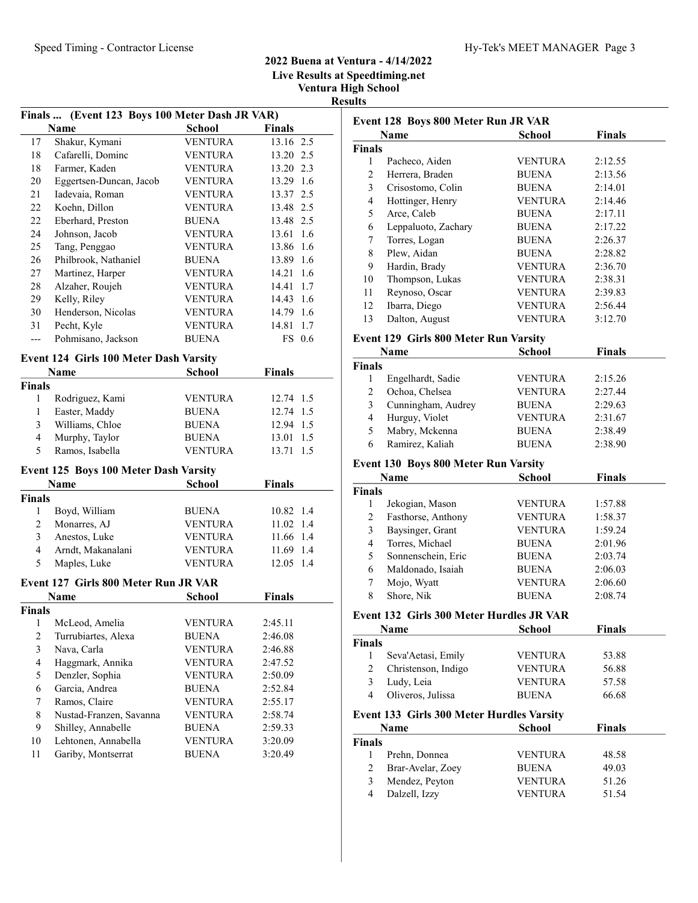## 2022 Buena at Ventura - 4/14/2022

**Live Results at Speedtiming.net**

**Ventura High School**

**Results**

### Finals ... (Event 123 Boys 100 Meter Dash JR VAR)

| | Name | School | Finals | |
|---|---|---|---|---|
| 17 | Shakur, Kymani | VENTURA | 13.16 | 2.5 |
| 18 | Cafarelli, Dominc | VENTURA | 13.20 | 2.5 |
| 18 | Farmer, Kaden | VENTURA | 13.20 | 2.3 |
| 20 | Eggertsen-Duncan, Jacob | VENTURA | 13.29 | 1.6 |
| 21 | Iadevaia, Roman | VENTURA | 13.37 | 2.5 |
| 22 | Koehn, Dillon | VENTURA | 13.48 | 2.5 |
| 22 | Eberhard, Preston | BUENA | 13.48 | 2.5 |
| 24 | Johnson, Jacob | VENTURA | 13.61 | 1.6 |
| 25 | Tang, Penggao | VENTURA | 13.86 | 1.6 |
| 26 | Philbrook, Nathaniel | BUENA | 13.89 | 1.6 |
| 27 | Martinez, Harper | VENTURA | 14.21 | 1.6 |
| 28 | Alzaher, Roujeh | VENTURA | 14.41 | 1.7 |
| 29 | Kelly, Riley | VENTURA | 14.43 | 1.6 |
| 30 | Henderson, Nicolas | VENTURA | 14.79 | 1.6 |
| 31 | Pecht, Kyle | VENTURA | 14.81 | 1.7 |
| --- | Pohmisano, Jackson | BUENA | FS | 0.6 |

### Event 124 Girls 100 Meter Dash Varsity

| | Name | School | Finals | |
|---|---|---|---|---|
| **Finals** | | | | |
| 1 | Rodriguez, Kami | VENTURA | 12.74 | 1.5 |
| 1 | Easter, Maddy | BUENA | 12.74 | 1.5 |
| 3 | Williams, Chloe | BUENA | 12.94 | 1.5 |
| 4 | Murphy, Taylor | BUENA | 13.01 | 1.5 |
| 5 | Ramos, Isabella | VENTURA | 13.71 | 1.5 |

### Event 125 Boys 100 Meter Dash Varsity

| | Name | School | Finals | |
|---|---|---|---|---|
| **Finals** | | | | |
| 1 | Boyd, William | BUENA | 10.82 | 1.4 |
| 2 | Monarres, AJ | VENTURA | 11.02 | 1.4 |
| 3 | Anestos, Luke | VENTURA | 11.66 | 1.4 |
| 4 | Arndt, Makanalani | VENTURA | 11.69 | 1.4 |
| 5 | Maples, Luke | VENTURA | 12.05 | 1.4 |

### Event 127 Girls 800 Meter Run JR VAR

| | Name | School | Finals |
|---|---|---|---|
| **Finals** | | | |
| 1 | McLeod, Amelia | VENTURA | 2:45.11 |
| 2 | Turrubiartes, Alexa | BUENA | 2:46.08 |
| 3 | Nava, Carla | VENTURA | 2:46.88 |
| 4 | Haggmark, Annika | VENTURA | 2:47.52 |
| 5 | Denzler, Sophia | VENTURA | 2:50.09 |
| 6 | Garcia, Andrea | BUENA | 2:52.84 |
| 7 | Ramos, Claire | VENTURA | 2:55.17 |
| 8 | Nustad-Franzen, Savanna | VENTURA | 2:58.74 |
| 9 | Shilley, Annabelle | BUENA | 2:59.33 |
| 10 | Lehtonen, Annabella | VENTURA | 3:20.09 |
| 11 | Gariby, Montserrat | BUENA | 3:20.49 |

### Event 128 Boys 800 Meter Run JR VAR

| | Name | School | Finals |
|---|---|---|---|
| **Finals** | | | |
| 1 | Pacheco, Aiden | VENTURA | 2:12.55 |
| 2 | Herrera, Braden | BUENA | 2:13.56 |
| 3 | Crisostomo, Colin | BUENA | 2:14.01 |
| 4 | Hottinger, Henry | VENTURA | 2:14.46 |
| 5 | Arce, Caleb | BUENA | 2:17.11 |
| 6 | Leppaluoto, Zachary | BUENA | 2:17.22 |
| 7 | Torres, Logan | BUENA | 2:26.37 |
| 8 | Plew, Aidan | BUENA | 2:28.82 |
| 9 | Hardin, Brady | VENTURA | 2:36.70 |
| 10 | Thompson, Lukas | VENTURA | 2:38.31 |
| 11 | Reynoso, Oscar | VENTURA | 2:39.83 |
| 12 | Ibarra, Diego | VENTURA | 2:56.44 |
| 13 | Dalton, August | VENTURA | 3:12.70 |

### Event 129 Girls 800 Meter Run Varsity

| | Name | School | Finals |
|---|---|---|---|
| **Finals** | | | |
| 1 | Engelhardt, Sadie | VENTURA | 2:15.26 |
| 2 | Ochoa, Chelsea | VENTURA | 2:27.44 |
| 3 | Cunningham, Audrey | BUENA | 2:29.63 |
| 4 | Hurguy, Violet | VENTURA | 2:31.67 |
| 5 | Mabry, Mckenna | BUENA | 2:38.49 |
| 6 | Ramirez, Kaliah | BUENA | 2:38.90 |

### Event 130 Boys 800 Meter Run Varsity

| | Name | School | Finals |
|---|---|---|---|
| **Finals** | | | |
| 1 | Jekogian, Mason | VENTURA | 1:57.88 |
| 2 | Fasthorse, Anthony | VENTURA | 1:58.37 |
| 3 | Baysinger, Grant | VENTURA | 1:59.24 |
| 4 | Torres, Michael | BUENA | 2:01.96 |
| 5 | Sonnenschein, Eric | BUENA | 2:03.74 |
| 6 | Maldonado, Isaiah | BUENA | 2:06.03 |
| 7 | Mojo, Wyatt | VENTURA | 2:06.60 |
| 8 | Shore, Nik | BUENA | 2:08.74 |

### Event 132 Girls 300 Meter Hurdles JR VAR

| | Name | School | Finals |
|---|---|---|---|
| **Finals** | | | |
| 1 | Seva'Aetasi, Emily | VENTURA | 53.88 |
| 2 | Christenson, Indigo | VENTURA | 56.88 |
| 3 | Ludy, Leia | VENTURA | 57.58 |
| 4 | Oliveros, Julissa | BUENA | 66.68 |

### Event 133 Girls 300 Meter Hurdles Varsity

| | Name | School | Finals |
|---|---|---|---|
| **Finals** | | | |
| 1 | Prehn, Donnea | VENTURA | 48.58 |
| 2 | Brar-Avelar, Zoey | BUENA | 49.03 |
| 3 | Mendez, Peyton | VENTURA | 51.26 |
| 4 | Dalzell, Izzy | VENTURA | 51.54 |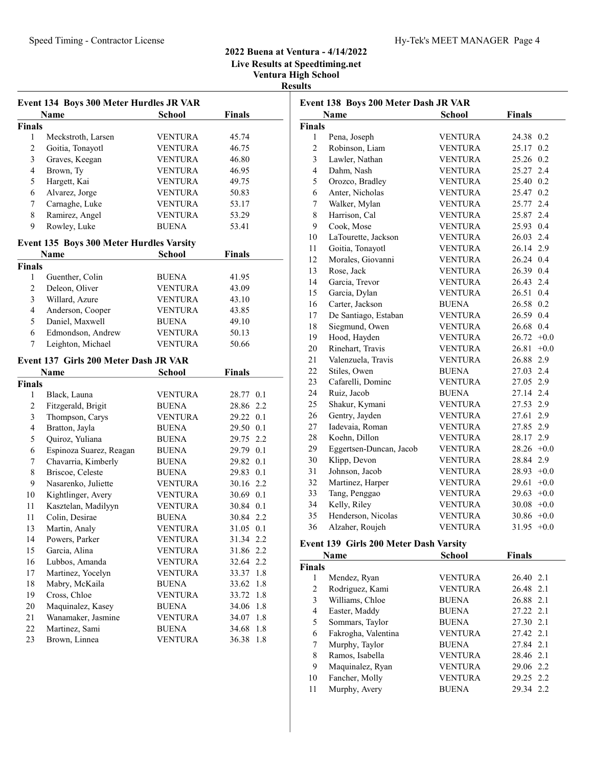## 2022 Buena at Ventura - 4/14/2022

**Live Results at Speedtiming.net**

**Ventura High School**

**Results**

### Event 134 Boys 300 Meter Hurdles JR VAR

| | Name | School | Finals |
|---|---|---|---|
| **Finals** | | | |
| 1 | Meckstroth, Larsen | VENTURA | 45.74 |
| 2 | Goitia, Tonayotl | VENTURA | 46.75 |
| 3 | Graves, Keegan | VENTURA | 46.80 |
| 4 | Brown, Ty | VENTURA | 46.95 |
| 5 | Hargett, Kai | VENTURA | 49.75 |
| 6 | Alvarez, Jorge | VENTURA | 50.83 |
| 7 | Carnaghe, Luke | VENTURA | 53.17 |
| 8 | Ramirez, Angel | VENTURA | 53.29 |
| 9 | Rowley, Luke | BUENA | 53.41 |

### Event 135 Boys 300 Meter Hurdles Varsity

| | Name | School | Finals |
|---|---|---|---|
| **Finals** | | | |
| 1 | Guenther, Colin | BUENA | 41.95 |
| 2 | Deleon, Oliver | VENTURA | 43.09 |
| 3 | Willard, Azure | VENTURA | 43.10 |
| 4 | Anderson, Cooper | VENTURA | 43.85 |
| 5 | Daniel, Maxwell | BUENA | 49.10 |
| 6 | Edmondson, Andrew | VENTURA | 50.13 |
| 7 | Leighton, Michael | VENTURA | 50.66 |

### Event 137 Girls 200 Meter Dash JR VAR

| | Name | School | Finals | |
|---|---|---|---|---|
| **Finals** | | | | |
| 1 | Black, Launa | VENTURA | 28.77 | 0.1 |
| 2 | Fitzgerald, Brigit | BUENA | 28.86 | 2.2 |
| 3 | Thompson, Carys | VENTURA | 29.22 | 0.1 |
| 4 | Bratton, Jayla | BUENA | 29.50 | 0.1 |
| 5 | Quiroz, Yuliana | BUENA | 29.75 | 2.2 |
| 6 | Espinoza Suarez, Reagan | BUENA | 29.79 | 0.1 |
| 7 | Chavarria, Kimberly | BUENA | 29.82 | 0.1 |
| 8 | Briscoe, Celeste | BUENA | 29.83 | 0.1 |
| 9 | Nasarenko, Juliette | VENTURA | 30.16 | 2.2 |
| 10 | Kightlinger, Avery | VENTURA | 30.69 | 0.1 |
| 11 | Kasztelan, Madilyyn | VENTURA | 30.84 | 0.1 |
| 11 | Colin, Desirae | BUENA | 30.84 | 2.2 |
| 13 | Martin, Analy | VENTURA | 31.05 | 0.1 |
| 14 | Powers, Parker | VENTURA | 31.34 | 2.2 |
| 15 | Garcia, Alina | VENTURA | 31.86 | 2.2 |
| 16 | Lubbos, Amanda | VENTURA | 32.64 | 2.2 |
| 17 | Martinez, Yocelyn | VENTURA | 33.37 | 1.8 |
| 18 | Mabry, McKaila | BUENA | 33.62 | 1.8 |
| 19 | Cross, Chloe | VENTURA | 33.72 | 1.8 |
| 20 | Maquinalez, Kasey | BUENA | 34.06 | 1.8 |
| 21 | Wanamaker, Jasmine | VENTURA | 34.07 | 1.8 |
| 22 | Martinez, Sami | BUENA | 34.68 | 1.8 |
| 23 | Brown, Linnea | VENTURA | 36.38 | 1.8 |

### Event 138 Boys 200 Meter Dash JR VAR

| | Name | School | Finals | |
|---|---|---|---|---|
| **Finals** | | | | |
| 1 | Pena, Joseph | VENTURA | 24.38 | 0.2 |
| 2 | Robinson, Liam | VENTURA | 25.17 | 0.2 |
| 3 | Lawler, Nathan | VENTURA | 25.26 | 0.2 |
| 4 | Dahm, Nash | VENTURA | 25.27 | 2.4 |
| 5 | Orozco, Bradley | VENTURA | 25.40 | 0.2 |
| 6 | Anter, Nicholas | VENTURA | 25.47 | 0.2 |
| 7 | Walker, Mylan | VENTURA | 25.77 | 2.4 |
| 8 | Harrison, Cal | VENTURA | 25.87 | 2.4 |
| 9 | Cook, Mose | VENTURA | 25.93 | 0.4 |
| 10 | LaTourette, Jackson | VENTURA | 26.03 | 2.4 |
| 11 | Goitia, Tonayotl | VENTURA | 26.14 | 2.9 |
| 12 | Morales, Giovanni | VENTURA | 26.24 | 0.4 |
| 13 | Rose, Jack | VENTURA | 26.39 | 0.4 |
| 14 | Garcia, Trevor | VENTURA | 26.43 | 2.4 |
| 15 | Garcia, Dylan | VENTURA | 26.51 | 0.4 |
| 16 | Carter, Jackson | BUENA | 26.58 | 0.2 |
| 17 | De Santiago, Estaban | VENTURA | 26.59 | 0.4 |
| 18 | Siegmund, Owen | VENTURA | 26.68 | 0.4 |
| 19 | Hood, Hayden | VENTURA | 26.72 | +0.0 |
| 20 | Rinehart, Travis | VENTURA | 26.81 | +0.0 |
| 21 | Valenzuela, Travis | VENTURA | 26.88 | 2.9 |
| 22 | Stiles, Owen | BUENA | 27.03 | 2.4 |
| 23 | Cafarelli, Dominc | VENTURA | 27.05 | 2.9 |
| 24 | Ruiz, Jacob | BUENA | 27.14 | 2.4 |
| 25 | Shakur, Kymani | VENTURA | 27.53 | 2.9 |
| 26 | Gentry, Jayden | VENTURA | 27.61 | 2.9 |
| 27 | Iadevaia, Roman | VENTURA | 27.85 | 2.9 |
| 28 | Koehn, Dillon | VENTURA | 28.17 | 2.9 |
| 29 | Eggertsen-Duncan, Jacob | VENTURA | 28.26 | +0.0 |
| 30 | Klipp, Devon | VENTURA | 28.84 | 2.9 |
| 31 | Johnson, Jacob | VENTURA | 28.93 | +0.0 |
| 32 | Martinez, Harper | VENTURA | 29.61 | +0.0 |
| 33 | Tang, Penggao | VENTURA | 29.63 | +0.0 |
| 34 | Kelly, Riley | VENTURA | 30.08 | +0.0 |
| 35 | Henderson, Nicolas | VENTURA | 30.86 | +0.0 |
| 36 | Alzaher, Roujeh | VENTURA | 31.95 | +0.0 |

### Event 139 Girls 200 Meter Dash Varsity

| | Name | School | Finals | |
|---|---|---|---|---|
| **Finals** | | | | |
| 1 | Mendez, Ryan | VENTURA | 26.40 | 2.1 |
| 2 | Rodriguez, Kami | VENTURA | 26.48 | 2.1 |
| 3 | Williams, Chloe | BUENA | 26.88 | 2.1 |
| 4 | Easter, Maddy | BUENA | 27.22 | 2.1 |
| 5 | Sommars, Taylor | BUENA | 27.30 | 2.1 |
| 6 | Fakrogha, Valentina | VENTURA | 27.42 | 2.1 |
| 7 | Murphy, Taylor | BUENA | 27.84 | 2.1 |
| 8 | Ramos, Isabella | VENTURA | 28.46 | 2.1 |
| 9 | Maquinalez, Ryan | VENTURA | 29.06 | 2.2 |
| 10 | Fancher, Molly | VENTURA | 29.25 | 2.2 |
| 11 | Murphy, Avery | BUENA | 29.34 | 2.2 |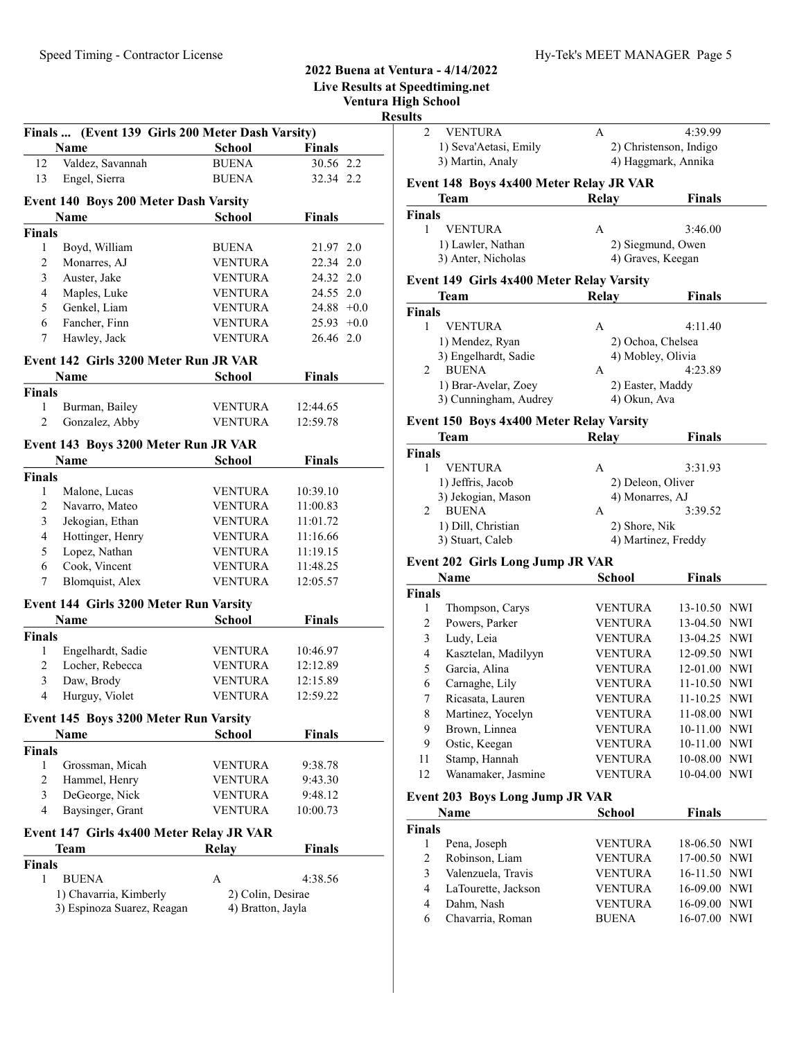## 2022 Buena at Ventura - 4/14/2022
### Live Results at Speedtiming.net
### Ventura High School
### Results

### Finals ... (Event 139 Girls 200 Meter Dash Varsity)

| | Name | School | Finals | |
|---|---|---|---|---|
| 12 | Valdez, Savannah | BUENA | 30.56 | 2.2 |
| 13 | Engel, Sierra | BUENA | 32.34 | 2.2 |

### Event 140 Boys 200 Meter Dash Varsity

| | Name | School | Finals | |
|---|---|---|---|---|
| **Finals** | | | | |
| 1 | Boyd, William | BUENA | 21.97 | 2.0 |
| 2 | Monarres, AJ | VENTURA | 22.34 | 2.0 |
| 3 | Auster, Jake | VENTURA | 24.32 | 2.0 |
| 4 | Maples, Luke | VENTURA | 24.55 | 2.0 |
| 5 | Genkel, Liam | VENTURA | 24.88 | +0.0 |
| 6 | Fancher, Finn | VENTURA | 25.93 | +0.0 |
| 7 | Hawley, Jack | VENTURA | 26.46 | 2.0 |

### Event 142 Girls 3200 Meter Run JR VAR

| | Name | School | Finals |
|---|---|---|---|
| **Finals** | | | |
| 1 | Burman, Bailey | VENTURA | 12:44.65 |
| 2 | Gonzalez, Abby | VENTURA | 12:59.78 |

### Event 143 Boys 3200 Meter Run JR VAR

| | Name | School | Finals |
|---|---|---|---|
| **Finals** | | | |
| 1 | Malone, Lucas | VENTURA | 10:39.10 |
| 2 | Navarro, Mateo | VENTURA | 11:00.83 |
| 3 | Jekogian, Ethan | VENTURA | 11:01.72 |
| 4 | Hottinger, Henry | VENTURA | 11:16.66 |
| 5 | Lopez, Nathan | VENTURA | 11:19.15 |
| 6 | Cook, Vincent | VENTURA | 11:48.25 |
| 7 | Blomquist, Alex | VENTURA | 12:05.57 |

### Event 144 Girls 3200 Meter Run Varsity

| | Name | School | Finals |
|---|---|---|---|
| **Finals** | | | |
| 1 | Engelhardt, Sadie | VENTURA | 10:46.97 |
| 2 | Locher, Rebecca | VENTURA | 12:12.89 |
| 3 | Daw, Brody | VENTURA | 12:15.89 |
| 4 | Hurguy, Violet | VENTURA | 12:59.22 |

### Event 145 Boys 3200 Meter Run Varsity

| | Name | School | Finals |
|---|---|---|---|
| **Finals** | | | |
| 1 | Grossman, Micah | VENTURA | 9:38.78 |
| 2 | Hammel, Henry | VENTURA | 9:43.30 |
| 3 | DeGeorge, Nick | VENTURA | 9:48.12 |
| 4 | Baysinger, Grant | VENTURA | 10:00.73 |

### Event 147 Girls 4x400 Meter Relay JR VAR

| | Team | Relay | Finals |
|---|---|---|---|
| **Finals** | | | |
| 1 | BUENA | A | 4:38.56 |
| | 1) Chavarria, Kimberly | 2) Colin, Desirae | |
| | 3) Espinoza Suarez, Reagan | 4) Bratton, Jayla | |
| 2 | VENTURA | A | 4:39.99 |
| | 1) Seva'Aetasi, Emily | 2) Christenson, Indigo | |
| | 3) Martin, Analy | 4) Haggmark, Annika | |

### Event 148 Boys 4x400 Meter Relay JR VAR

| | Team | Relay | Finals |
|---|---|---|---|
| **Finals** | | | |
| 1 | VENTURA | A | 3:46.00 |
| | 1) Lawler, Nathan | 2) Siegmund, Owen | |
| | 3) Anter, Nicholas | 4) Graves, Keegan | |

### Event 149 Girls 4x400 Meter Relay Varsity

| | Team | Relay | Finals |
|---|---|---|---|
| **Finals** | | | |
| 1 | VENTURA | A | 4:11.40 |
| | 1) Mendez, Ryan | 2) Ochoa, Chelsea | |
| | 3) Engelhardt, Sadie | 4) Mobley, Olivia | |
| 2 | BUENA | A | 4:23.89 |
| | 1) Brar-Avelar, Zoey | 2) Easter, Maddy | |
| | 3) Cunningham, Audrey | 4) Okun, Ava | |

### Event 150 Boys 4x400 Meter Relay Varsity

| | Team | Relay | Finals |
|---|---|---|---|
| **Finals** | | | |
| 1 | VENTURA | A | 3:31.93 |
| | 1) Jeffris, Jacob | 2) Deleon, Oliver | |
| | 3) Jekogian, Mason | 4) Monarres, AJ | |
| 2 | BUENA | A | 3:39.52 |
| | 1) Dill, Christian | 2) Shore, Nik | |
| | 3) Stuart, Caleb | 4) Martinez, Freddy | |

### Event 202 Girls Long Jump JR VAR

| | Name | School | Finals | |
|---|---|---|---|---|
| **Finals** | | | | |
| 1 | Thompson, Carys | VENTURA | 13-10.50 | NWI |
| 2 | Powers, Parker | VENTURA | 13-04.50 | NWI |
| 3 | Ludy, Leia | VENTURA | 13-04.25 | NWI |
| 4 | Kasztelan, Madilyyn | VENTURA | 12-09.50 | NWI |
| 5 | Garcia, Alina | VENTURA | 12-01.00 | NWI |
| 6 | Carnaghe, Lily | VENTURA | 11-10.50 | NWI |
| 7 | Ricasata, Lauren | VENTURA | 11-10.25 | NWI |
| 8 | Martinez, Yocelyn | VENTURA | 11-08.00 | NWI |
| 9 | Brown, Linnea | VENTURA | 10-11.00 | NWI |
| 9 | Ostic, Keegan | VENTURA | 10-11.00 | NWI |
| 11 | Stamp, Hannah | VENTURA | 10-08.00 | NWI |
| 12 | Wanamaker, Jasmine | VENTURA | 10-04.00 | NWI |

### Event 203 Boys Long Jump JR VAR

| | Name | School | Finals | |
|---|---|---|---|---|
| **Finals** | | | | |
| 1 | Pena, Joseph | VENTURA | 18-06.50 | NWI |
| 2 | Robinson, Liam | VENTURA | 17-00.50 | NWI |
| 3 | Valenzuela, Travis | VENTURA | 16-11.50 | NWI |
| 4 | LaTourette, Jackson | VENTURA | 16-09.00 | NWI |
| 4 | Dahm, Nash | VENTURA | 16-09.00 | NWI |
| 6 | Chavarria, Roman | BUENA | 16-07.00 | NWI |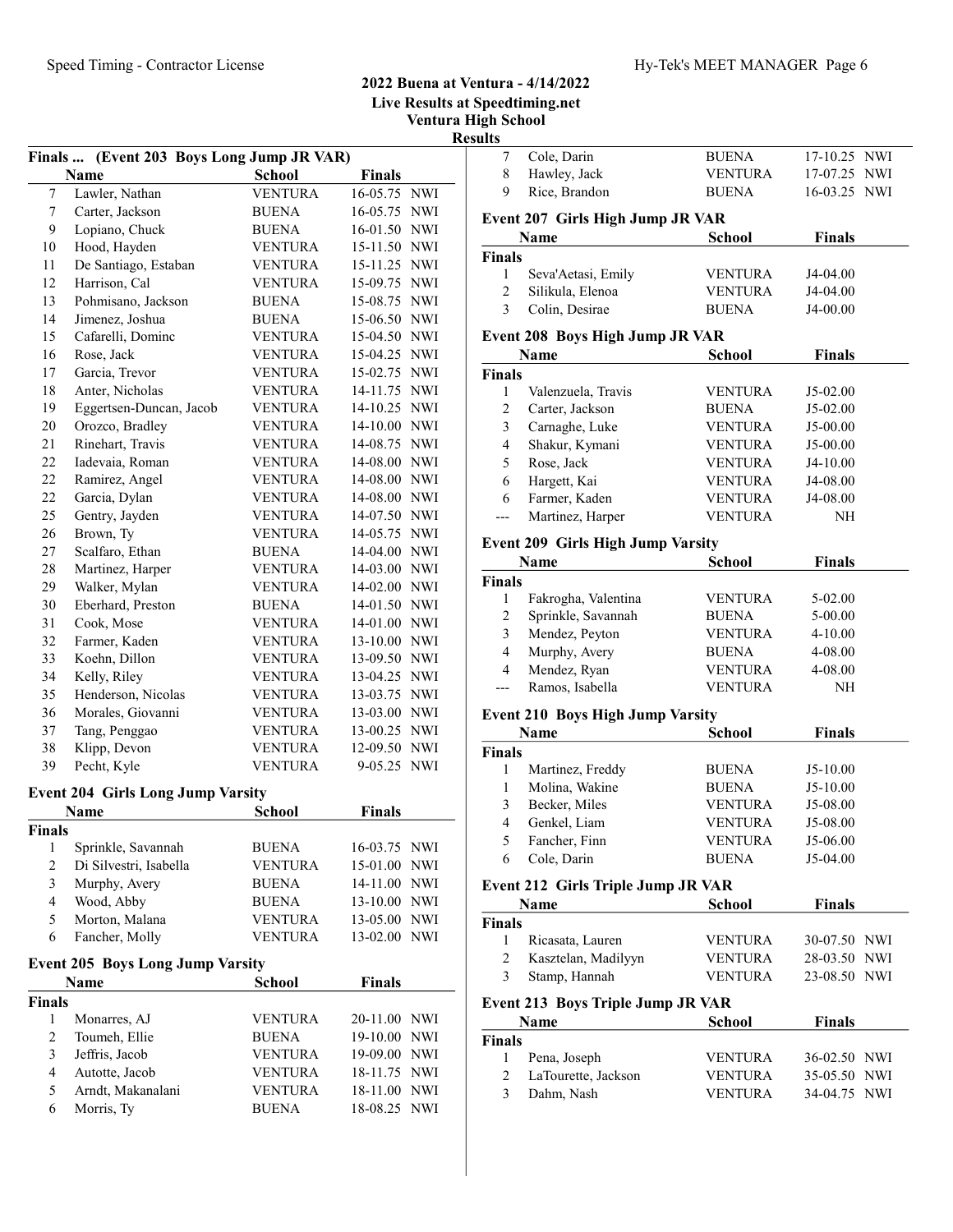## 2022 Buena at Ventura - 4/14/2022
### Live Results at Speedtiming.net
### Ventura High School
### Results

**Finals ... (Event 203 Boys Long Jump JR VAR)**

| | Name | School | Finals | |
|---|---|---|---|---|
| 7 | Lawler, Nathan | VENTURA | 16-05.75 | NWI |
| 7 | Carter, Jackson | BUENA | 16-05.75 | NWI |
| 9 | Lopiano, Chuck | BUENA | 16-01.50 | NWI |
| 10 | Hood, Hayden | VENTURA | 15-11.50 | NWI |
| 11 | De Santiago, Estaban | VENTURA | 15-11.25 | NWI |
| 12 | Harrison, Cal | VENTURA | 15-09.75 | NWI |
| 13 | Pohmisano, Jackson | BUENA | 15-08.75 | NWI |
| 14 | Jimenez, Joshua | BUENA | 15-06.50 | NWI |
| 15 | Cafarelli, Dominc | VENTURA | 15-04.50 | NWI |
| 16 | Rose, Jack | VENTURA | 15-04.25 | NWI |
| 17 | Garcia, Trevor | VENTURA | 15-02.75 | NWI |
| 18 | Anter, Nicholas | VENTURA | 14-11.75 | NWI |
| 19 | Eggertsen-Duncan, Jacob | VENTURA | 14-10.25 | NWI |
| 20 | Orozco, Bradley | VENTURA | 14-10.00 | NWI |
| 21 | Rinehart, Travis | VENTURA | 14-08.75 | NWI |
| 22 | Iadevaia, Roman | VENTURA | 14-08.00 | NWI |
| 22 | Ramirez, Angel | VENTURA | 14-08.00 | NWI |
| 22 | Garcia, Dylan | VENTURA | 14-08.00 | NWI |
| 25 | Gentry, Jayden | VENTURA | 14-07.50 | NWI |
| 26 | Brown, Ty | VENTURA | 14-05.75 | NWI |
| 27 | Scalfaro, Ethan | BUENA | 14-04.00 | NWI |
| 28 | Martinez, Harper | VENTURA | 14-03.00 | NWI |
| 29 | Walker, Mylan | VENTURA | 14-02.00 | NWI |
| 30 | Eberhard, Preston | BUENA | 14-01.50 | NWI |
| 31 | Cook, Mose | VENTURA | 14-01.00 | NWI |
| 32 | Farmer, Kaden | VENTURA | 13-10.00 | NWI |
| 33 | Koehn, Dillon | VENTURA | 13-09.50 | NWI |
| 34 | Kelly, Riley | VENTURA | 13-04.25 | NWI |
| 35 | Henderson, Nicolas | VENTURA | 13-03.75 | NWI |
| 36 | Morales, Giovanni | VENTURA | 13-03.00 | NWI |
| 37 | Tang, Penggao | VENTURA | 13-00.25 | NWI |
| 38 | Klipp, Devon | VENTURA | 12-09.50 | NWI |
| 39 | Pecht, Kyle | VENTURA | 9-05.25 | NWI |

**Event 204 Girls Long Jump Varsity**

| | Name | School | Finals | |
|---|---|---|---|---|
| **Finals** | | | | |
| 1 | Sprinkle, Savannah | BUENA | 16-03.75 | NWI |
| 2 | Di Silvestri, Isabella | VENTURA | 15-01.00 | NWI |
| 3 | Murphy, Avery | BUENA | 14-11.00 | NWI |
| 4 | Wood, Abby | BUENA | 13-10.00 | NWI |
| 5 | Morton, Malana | VENTURA | 13-05.00 | NWI |
| 6 | Fancher, Molly | VENTURA | 13-02.00 | NWI |

**Event 205 Boys Long Jump Varsity**

| | Name | School | Finals | |
|---|---|---|---|---|
| **Finals** | | | | |
| 1 | Monarres, AJ | VENTURA | 20-11.00 | NWI |
| 2 | Toumeh, Ellie | BUENA | 19-10.00 | NWI |
| 3 | Jeffris, Jacob | VENTURA | 19-09.00 | NWI |
| 4 | Autotte, Jacob | VENTURA | 18-11.75 | NWI |
| 5 | Arndt, Makanalani | VENTURA | 18-11.00 | NWI |
| 6 | Morris, Ty | BUENA | 18-08.25 | NWI |
| 7 | Cole, Darin | BUENA | 17-10.25 | NWI |
| 8 | Hawley, Jack | VENTURA | 17-07.25 | NWI |
| 9 | Rice, Brandon | BUENA | 16-03.25 | NWI |

**Event 207 Girls High Jump JR VAR**

| | Name | School | Finals |
|---|---|---|---|
| **Finals** | | | |
| 1 | Seva'Aetasi, Emily | VENTURA | J4-04.00 |
| 2 | Silikula, Elenoa | VENTURA | J4-04.00 |
| 3 | Colin, Desirae | BUENA | J4-00.00 |

**Event 208 Boys High Jump JR VAR**

| | Name | School | Finals |
|---|---|---|---|
| **Finals** | | | |
| 1 | Valenzuela, Travis | VENTURA | J5-02.00 |
| 2 | Carter, Jackson | BUENA | J5-02.00 |
| 3 | Carnaghe, Luke | VENTURA | J5-00.00 |
| 4 | Shakur, Kymani | VENTURA | J5-00.00 |
| 5 | Rose, Jack | VENTURA | J4-10.00 |
| 6 | Hargett, Kai | VENTURA | J4-08.00 |
| 6 | Farmer, Kaden | VENTURA | J4-08.00 |
| --- | Martinez, Harper | VENTURA | NH |

**Event 209 Girls High Jump Varsity**

| | Name | School | Finals |
|---|---|---|---|
| **Finals** | | | |
| 1 | Fakrogha, Valentina | VENTURA | 5-02.00 |
| 2 | Sprinkle, Savannah | BUENA | 5-00.00 |
| 3 | Mendez, Peyton | VENTURA | 4-10.00 |
| 4 | Murphy, Avery | BUENA | 4-08.00 |
| 4 | Mendez, Ryan | VENTURA | 4-08.00 |
| --- | Ramos, Isabella | VENTURA | NH |

**Event 210 Boys High Jump Varsity**

| | Name | School | Finals |
|---|---|---|---|
| **Finals** | | | |
| 1 | Martinez, Freddy | BUENA | J5-10.00 |
| 1 | Molina, Wakine | BUENA | J5-10.00 |
| 3 | Becker, Miles | VENTURA | J5-08.00 |
| 4 | Genkel, Liam | VENTURA | J5-08.00 |
| 5 | Fancher, Finn | VENTURA | J5-06.00 |
| 6 | Cole, Darin | BUENA | J5-04.00 |

**Event 212 Girls Triple Jump JR VAR**

| | Name | School | Finals | |
|---|---|---|---|---|
| **Finals** | | | | |
| 1 | Ricasata, Lauren | VENTURA | 30-07.50 | NWI |
| 2 | Kasztelan, Madilyyn | VENTURA | 28-03.50 | NWI |
| 3 | Stamp, Hannah | VENTURA | 23-08.50 | NWI |

**Event 213 Boys Triple Jump JR VAR**

| | Name | School | Finals | |
|---|---|---|---|---|
| **Finals** | | | | |
| 1 | Pena, Joseph | VENTURA | 36-02.50 | NWI |
| 2 | LaTourette, Jackson | VENTURA | 35-05.50 | NWI |
| 3 | Dahm, Nash | VENTURA | 34-04.75 | NWI |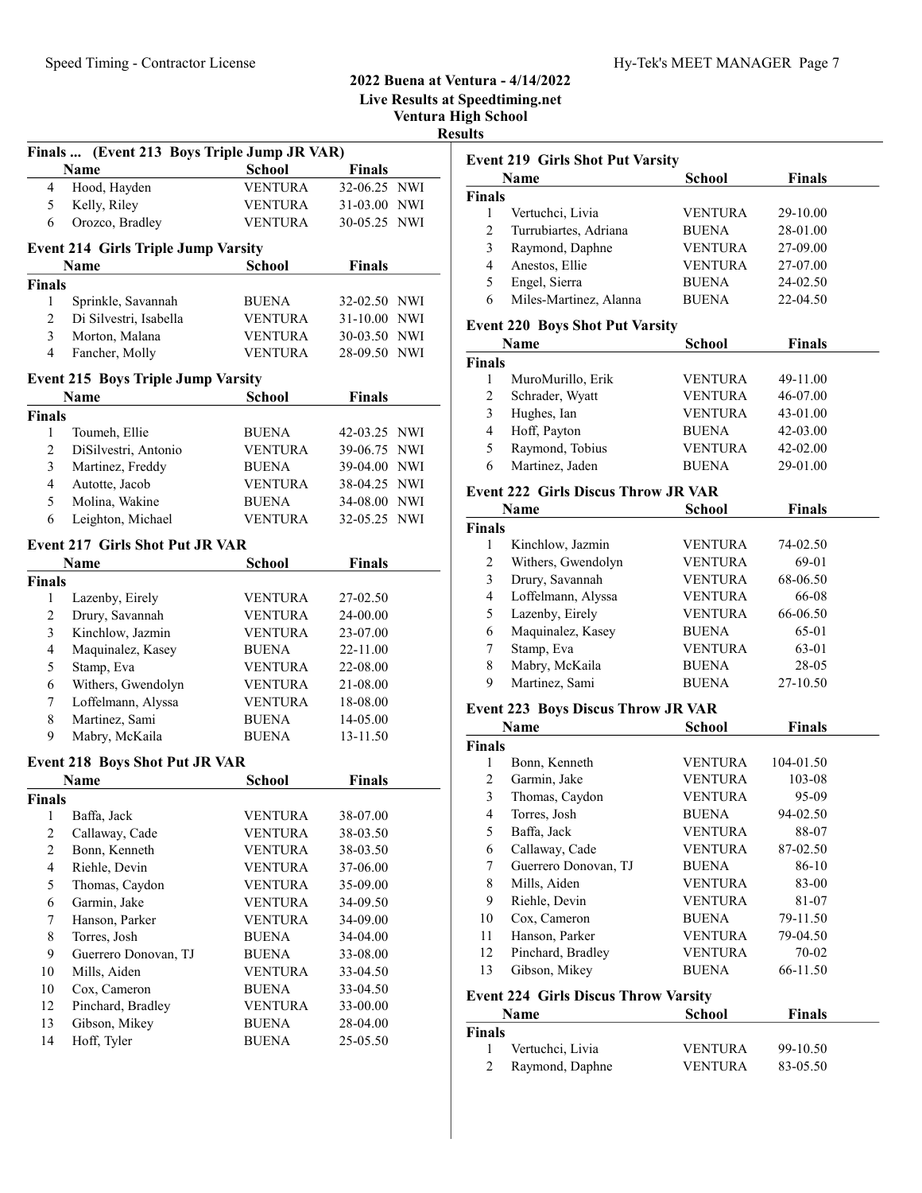## 2022 Buena at Ventura - 4/14/2022

**Live Results at Speedtiming.net**

**Ventura High School**

**Results**

### Finals ... (Event 213 Boys Triple Jump JR VAR)

| | Name | School | Finals | |
|---|---|---|---|---|
| 4 | Hood, Hayden | VENTURA | 32-06.25 | NWI |
| 5 | Kelly, Riley | VENTURA | 31-03.00 | NWI |
| 6 | Orozco, Bradley | VENTURA | 30-05.25 | NWI |

### Event 214 Girls Triple Jump Varsity

| | Name | School | Finals | |
|---|---|---|---|---|
| **Finals** | | | | |
| 1 | Sprinkle, Savannah | BUENA | 32-02.50 | NWI |
| 2 | Di Silvestri, Isabella | VENTURA | 31-10.00 | NWI |
| 3 | Morton, Malana | VENTURA | 30-03.50 | NWI |
| 4 | Fancher, Molly | VENTURA | 28-09.50 | NWI |

### Event 215 Boys Triple Jump Varsity

| | Name | School | Finals | |
|---|---|---|---|---|
| **Finals** | | | | |
| 1 | Toumeh, Ellie | BUENA | 42-03.25 | NWI |
| 2 | DiSilvestri, Antonio | VENTURA | 39-06.75 | NWI |
| 3 | Martinez, Freddy | BUENA | 39-04.00 | NWI |
| 4 | Autotte, Jacob | VENTURA | 38-04.25 | NWI |
| 5 | Molina, Wakine | BUENA | 34-08.00 | NWI |
| 6 | Leighton, Michael | VENTURA | 32-05.25 | NWI |

### Event 217 Girls Shot Put JR VAR

| | Name | School | Finals |
|---|---|---|---|
| **Finals** | | | |
| 1 | Lazenby, Eirely | VENTURA | 27-02.50 |
| 2 | Drury, Savannah | VENTURA | 24-00.00 |
| 3 | Kinchlow, Jazmin | VENTURA | 23-07.00 |
| 4 | Maquinalez, Kasey | BUENA | 22-11.00 |
| 5 | Stamp, Eva | VENTURA | 22-08.00 |
| 6 | Withers, Gwendolyn | VENTURA | 21-08.00 |
| 7 | Loffelmann, Alyssa | VENTURA | 18-08.00 |
| 8 | Martinez, Sami | BUENA | 14-05.00 |
| 9 | Mabry, McKaila | BUENA | 13-11.50 |

### Event 218 Boys Shot Put JR VAR

| | Name | School | Finals |
|---|---|---|---|
| **Finals** | | | |
| 1 | Baffa, Jack | VENTURA | 38-07.00 |
| 2 | Callaway, Cade | VENTURA | 38-03.50 |
| 2 | Bonn, Kenneth | VENTURA | 38-03.50 |
| 4 | Riehle, Devin | VENTURA | 37-06.00 |
| 5 | Thomas, Caydon | VENTURA | 35-09.00 |
| 6 | Garmin, Jake | VENTURA | 34-09.50 |
| 7 | Hanson, Parker | VENTURA | 34-09.00 |
| 8 | Torres, Josh | BUENA | 34-04.00 |
| 9 | Guerrero Donovan, TJ | BUENA | 33-08.00 |
| 10 | Mills, Aiden | VENTURA | 33-04.50 |
| 10 | Cox, Cameron | BUENA | 33-04.50 |
| 12 | Pinchard, Bradley | VENTURA | 33-00.00 |
| 13 | Gibson, Mikey | BUENA | 28-04.00 |
| 14 | Hoff, Tyler | BUENA | 25-05.50 |

### Event 219 Girls Shot Put Varsity

| | Name | School | Finals |
|---|---|---|---|
| **Finals** | | | |
| 1 | Vertuchci, Livia | VENTURA | 29-10.00 |
| 2 | Turrubiartes, Adriana | BUENA | 28-01.00 |
| 3 | Raymond, Daphne | VENTURA | 27-09.00 |
| 4 | Anestos, Ellie | VENTURA | 27-07.00 |
| 5 | Engel, Sierra | BUENA | 24-02.50 |
| 6 | Miles-Martinez, Alanna | BUENA | 22-04.50 |

### Event 220 Boys Shot Put Varsity

| | Name | School | Finals |
|---|---|---|---|
| **Finals** | | | |
| 1 | MuroMurillo, Erik | VENTURA | 49-11.00 |
| 2 | Schrader, Wyatt | VENTURA | 46-07.00 |
| 3 | Hughes, Ian | VENTURA | 43-01.00 |
| 4 | Hoff, Payton | BUENA | 42-03.00 |
| 5 | Raymond, Tobius | VENTURA | 42-02.00 |
| 6 | Martinez, Jaden | BUENA | 29-01.00 |

### Event 222 Girls Discus Throw JR VAR

| | Name | School | Finals |
|---|---|---|---|
| **Finals** | | | |
| 1 | Kinchlow, Jazmin | VENTURA | 74-02.50 |
| 2 | Withers, Gwendolyn | VENTURA | 69-01 |
| 3 | Drury, Savannah | VENTURA | 68-06.50 |
| 4 | Loffelmann, Alyssa | VENTURA | 66-08 |
| 5 | Lazenby, Eirely | VENTURA | 66-06.50 |
| 6 | Maquinalez, Kasey | BUENA | 65-01 |
| 7 | Stamp, Eva | VENTURA | 63-01 |
| 8 | Mabry, McKaila | BUENA | 28-05 |
| 9 | Martinez, Sami | BUENA | 27-10.50 |

### Event 223 Boys Discus Throw JR VAR

| | Name | School | Finals |
|---|---|---|---|
| **Finals** | | | |
| 1 | Bonn, Kenneth | VENTURA | 104-01.50 |
| 2 | Garmin, Jake | VENTURA | 103-08 |
| 3 | Thomas, Caydon | VENTURA | 95-09 |
| 4 | Torres, Josh | BUENA | 94-02.50 |
| 5 | Baffa, Jack | VENTURA | 88-07 |
| 6 | Callaway, Cade | VENTURA | 87-02.50 |
| 7 | Guerrero Donovan, TJ | BUENA | 86-10 |
| 8 | Mills, Aiden | VENTURA | 83-00 |
| 9 | Riehle, Devin | VENTURA | 81-07 |
| 10 | Cox, Cameron | BUENA | 79-11.50 |
| 11 | Hanson, Parker | VENTURA | 79-04.50 |
| 12 | Pinchard, Bradley | VENTURA | 70-02 |
| 13 | Gibson, Mikey | BUENA | 66-11.50 |

### Event 224 Girls Discus Throw Varsity

| | Name | School | Finals |
|---|---|---|---|
| **Finals** | | | |
| 1 | Vertuchci, Livia | VENTURA | 99-10.50 |
| 2 | Raymond, Daphne | VENTURA | 83-05.50 |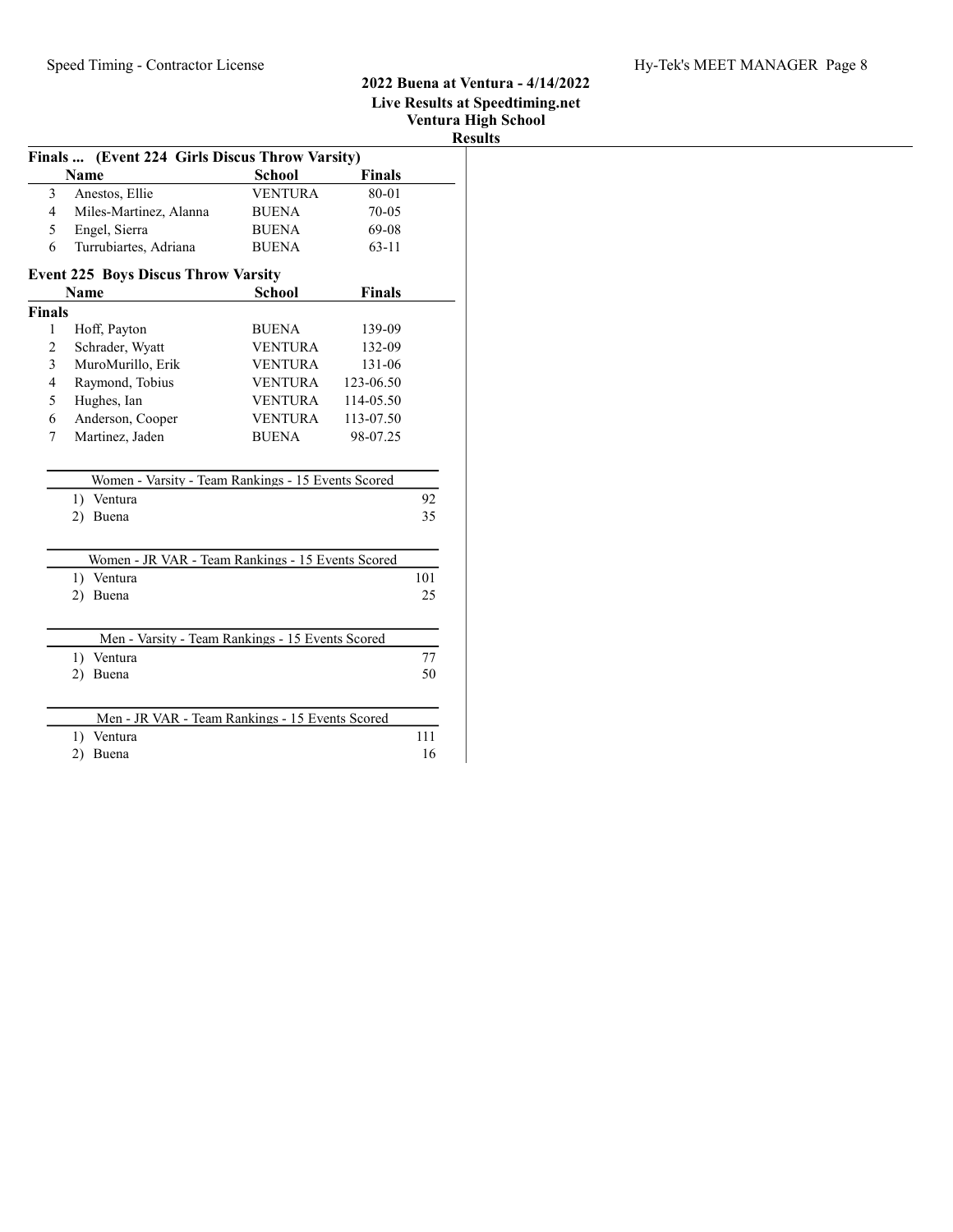## 2022 Buena at Ventura - 4/14/2022
**Live Results at Speedtiming.net**
**Ventura High School**
**Results**

### Finals ... (Event 224 Girls Discus Throw Varsity)

| | Name | School | Finals |
|---|---|---|---|
| 3 | Anestos, Ellie | VENTURA | 80-01 |
| 4 | Miles-Martinez, Alanna | BUENA | 70-05 |
| 5 | Engel, Sierra | BUENA | 69-08 |
| 6 | Turrubiartes, Adriana | BUENA | 63-11 |

### Event 225 Boys Discus Throw Varsity

| | Name | School | Finals |
|---|---|---|---|
| **Finals** | | | |
| 1 | Hoff, Payton | BUENA | 139-09 |
| 2 | Schrader, Wyatt | VENTURA | 132-09 |
| 3 | MuroMurillo, Erik | VENTURA | 131-06 |
| 4 | Raymond, Tobius | VENTURA | 123-06.50 |
| 5 | Hughes, Ian | VENTURA | 114-05.50 |
| 6 | Anderson, Cooper | VENTURA | 113-07.50 |
| 7 | Martinez, Jaden | BUENA | 98-07.25 |

| Women - Varsity - Team Rankings - 15 Events Scored | |
|---|---|
| 1) Ventura | 92 |
| 2) Buena | 35 |

| Women - JR VAR - Team Rankings - 15 Events Scored | |
|---|---|
| 1) Ventura | 101 |
| 2) Buena | 25 |

| Men - Varsity - Team Rankings - 15 Events Scored | |
|---|---|
| 1) Ventura | 77 |
| 2) Buena | 50 |

| Men - JR VAR - Team Rankings - 15 Events Scored | |
|---|---|
| 1) Ventura | 111 |
| 2) Buena | 16 |